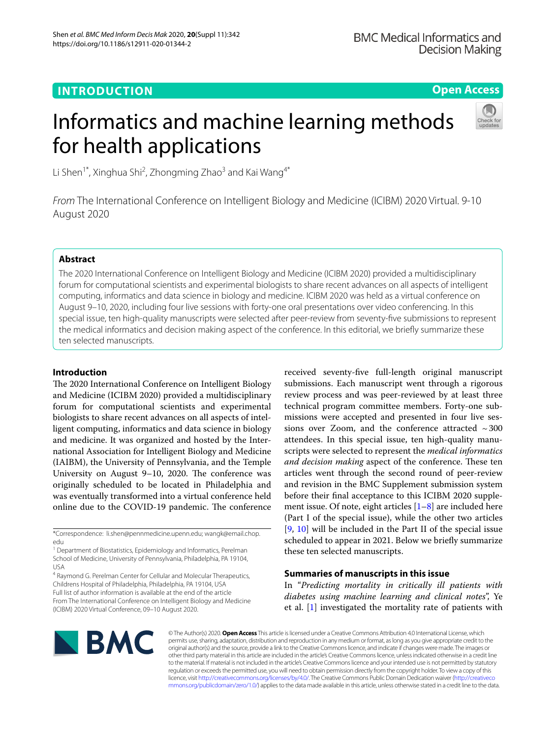INTRODUCTION

Open Access

# Informatics and machine learning methods for health applications

Li Shen[1*], Xinghua Shi[2], Zhongming Zhao[3] and Kai Wang[4*]

*From* The International Conference on Intelligent Biology and Medicine (ICIBM) 2020 Virtual. 9-10 August 2020

## Abstract

The 2020 International Conference on Intelligent Biology and Medicine (ICIBM 2020) provided a multidisciplinary forum for computational scientists and experimental biologists to share recent advances on all aspects of intelligent computing, informatics and data science in biology and medicine. ICIBM 2020 was held as a virtual conference on August 9–10, 2020, including four live sessions with forty-one oral presentations over video conferencing. In this special issue, ten high-quality manuscripts were selected after peer-review from seventy-five submissions to represent the medical informatics and decision making aspect of the conference. In this editorial, we briefly summarize these ten selected manuscripts.

## Introduction

The 2020 International Conference on Intelligent Biology and Medicine (ICIBM 2020) provided a multidisciplinary forum for computational scientists and experimental biologists to share recent advances on all aspects of intelligent computing, informatics and data science in biology and medicine. It was organized and hosted by the International Association for Intelligent Biology and Medicine (IAIBM), the University of Pennsylvania, and the Temple University on August 9–10, 2020. The conference was originally scheduled to be located in Philadelphia and was eventually transformed into a virtual conference held online due to the COVID-19 pandemic. The conference received seventy-five full-length original manuscript submissions. Each manuscript went through a rigorous review process and was peer-reviewed by at least three technical program committee members. Forty-one submissions were accepted and presented in four live sessions over Zoom, and the conference attracted ~300 attendees. In this special issue, ten high-quality manuscripts were selected to represent the *medical informatics and decision making* aspect of the conference. These ten articles went through the second round of peer-review and revision in the BMC Supplement submission system before their final acceptance to this ICIBM 2020 supplement issue. Of note, eight articles [1–8] are included here (Part I of the special issue), while the other two articles [9, 10] will be included in the Part II of the special issue scheduled to appear in 2021. Below we briefly summarize these ten selected manuscripts.

*Correspondence: li.shen@pennmedicine.upenn.edu; wangk@email.chop.edu

[1] Department of Biostatistics, Epidemiology and Informatics, Perelman School of Medicine, University of Pennsylvania, Philadelphia, PA 19104, USA

[4] Raymond G. Perelman Center for Cellular and Molecular Therapeutics, Childrens Hospital of Philadelphia, Philadelphia, PA 19104, USA

Full list of author information is available at the end of the article

From The International Conference on Intelligent Biology and Medicine (ICIBM) 2020 Virtual Conference, 09–10 August 2020.

## Summaries of manuscripts in this issue

In "*Predicting mortality in critically ill patients with diabetes using machine learning and clinical notes*", Ye et al. [1] investigated the mortality rate of patients with

© The Author(s) 2020. **Open Access** This article is licensed under a Creative Commons Attribution 4.0 International License, which permits use, sharing, adaptation, distribution and reproduction in any medium or format, as long as you give appropriate credit to the original author(s) and the source, provide a link to the Creative Commons licence, and indicate if changes were made. The images or other third party material in this article are included in the article's Creative Commons licence, unless indicated otherwise in a credit line to the material. If material is not included in the article's Creative Commons licence and your intended use is not permitted by statutory regulation or exceeds the permitted use, you will need to obtain permission directly from the copyright holder. To view a copy of this licence, visit http://creativecommons.org/licenses/by/4.0/. The Creative Commons Public Domain Dedication waiver (http://creativecommons.org/publicdomain/zero/1.0/) applies to the data made available in this article, unless otherwise stated in a credit line to the data.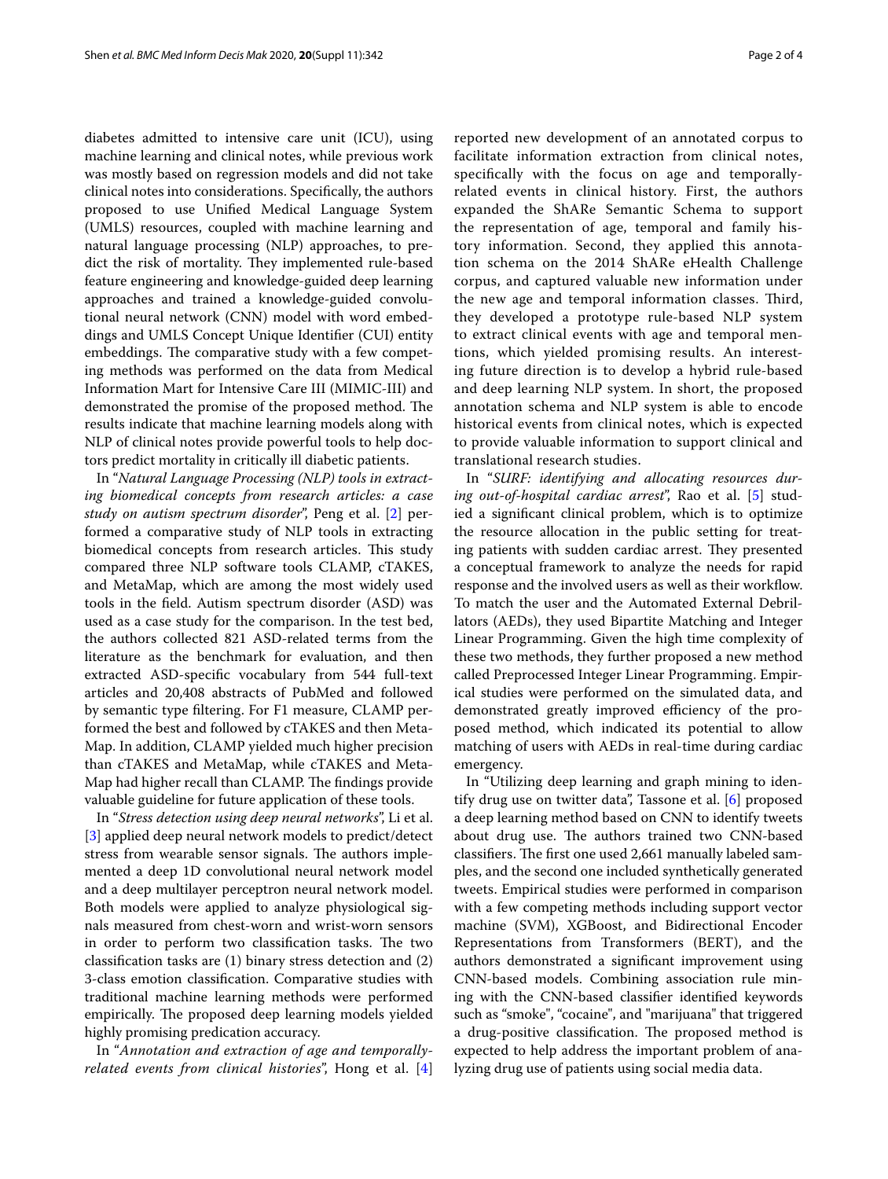diabetes admitted to intensive care unit (ICU), using machine learning and clinical notes, while previous work was mostly based on regression models and did not take clinical notes into considerations. Specifically, the authors proposed to use Unified Medical Language System (UMLS) resources, coupled with machine learning and natural language processing (NLP) approaches, to predict the risk of mortality. They implemented rule-based feature engineering and knowledge-guided deep learning approaches and trained a knowledge-guided convolutional neural network (CNN) model with word embeddings and UMLS Concept Unique Identifier (CUI) entity embeddings. The comparative study with a few competing methods was performed on the data from Medical Information Mart for Intensive Care III (MIMIC-III) and demonstrated the promise of the proposed method. The results indicate that machine learning models along with NLP of clinical notes provide powerful tools to help doctors predict mortality in critically ill diabetic patients.

In "*Natural Language Processing (NLP) tools in extracting biomedical concepts from research articles: a case study on autism spectrum disorder*", Peng et al. [2] performed a comparative study of NLP tools in extracting biomedical concepts from research articles. This study compared three NLP software tools CLAMP, cTAKES, and MetaMap, which are among the most widely used tools in the field. Autism spectrum disorder (ASD) was used as a case study for the comparison. In the test bed, the authors collected 821 ASD-related terms from the literature as the benchmark for evaluation, and then extracted ASD-specific vocabulary from 544 full-text articles and 20,408 abstracts of PubMed and followed by semantic type filtering. For F1 measure, CLAMP performed the best and followed by cTAKES and then MetaMap. In addition, CLAMP yielded much higher precision than cTAKES and MetaMap, while cTAKES and MetaMap had higher recall than CLAMP. The findings provide valuable guideline for future application of these tools.

In "*Stress detection using deep neural networks*", Li et al. [3] applied deep neural network models to predict/detect stress from wearable sensor signals. The authors implemented a deep 1D convolutional neural network model and a deep multilayer perceptron neural network model. Both models were applied to analyze physiological signals measured from chest-worn and wrist-worn sensors in order to perform two classification tasks. The two classification tasks are (1) binary stress detection and (2) 3-class emotion classification. Comparative studies with traditional machine learning methods were performed empirically. The proposed deep learning models yielded highly promising predication accuracy.

In "*Annotation and extraction of age and temporally-related events from clinical histories*", Hong et al. [4] reported new development of an annotated corpus to facilitate information extraction from clinical notes, specifically with the focus on age and temporally-related events in clinical history. First, the authors expanded the ShARe Semantic Schema to support the representation of age, temporal and family history information. Second, they applied this annotation schema on the 2014 ShARe eHealth Challenge corpus, and captured valuable new information under the new age and temporal information classes. Third, they developed a prototype rule-based NLP system to extract clinical events with age and temporal mentions, which yielded promising results. An interesting future direction is to develop a hybrid rule-based and deep learning NLP system. In short, the proposed annotation schema and NLP system is able to encode historical events from clinical notes, which is expected to provide valuable information to support clinical and translational research studies.

In "*SURF: identifying and allocating resources during out-of-hospital cardiac arrest*", Rao et al. [5] studied a significant clinical problem, which is to optimize the resource allocation in the public setting for treating patients with sudden cardiac arrest. They presented a conceptual framework to analyze the needs for rapid response and the involved users as well as their workflow. To match the user and the Automated External Debrillators (AEDs), they used Bipartite Matching and Integer Linear Programming. Given the high time complexity of these two methods, they further proposed a new method called Preprocessed Integer Linear Programming. Empirical studies were performed on the simulated data, and demonstrated greatly improved efficiency of the proposed method, which indicated its potential to allow matching of users with AEDs in real-time during cardiac emergency.

In "Utilizing deep learning and graph mining to identify drug use on twitter data", Tassone et al. [6] proposed a deep learning method based on CNN to identify tweets about drug use. The authors trained two CNN-based classifiers. The first one used 2,661 manually labeled samples, and the second one included synthetically generated tweets. Empirical studies were performed in comparison with a few competing methods including support vector machine (SVM), XGBoost, and Bidirectional Encoder Representations from Transformers (BERT), and the authors demonstrated a significant improvement using CNN-based models. Combining association rule mining with the CNN-based classifier identified keywords such as "smoke", "cocaine", and "marijuana" that triggered a drug-positive classification. The proposed method is expected to help address the important problem of analyzing drug use of patients using social media data.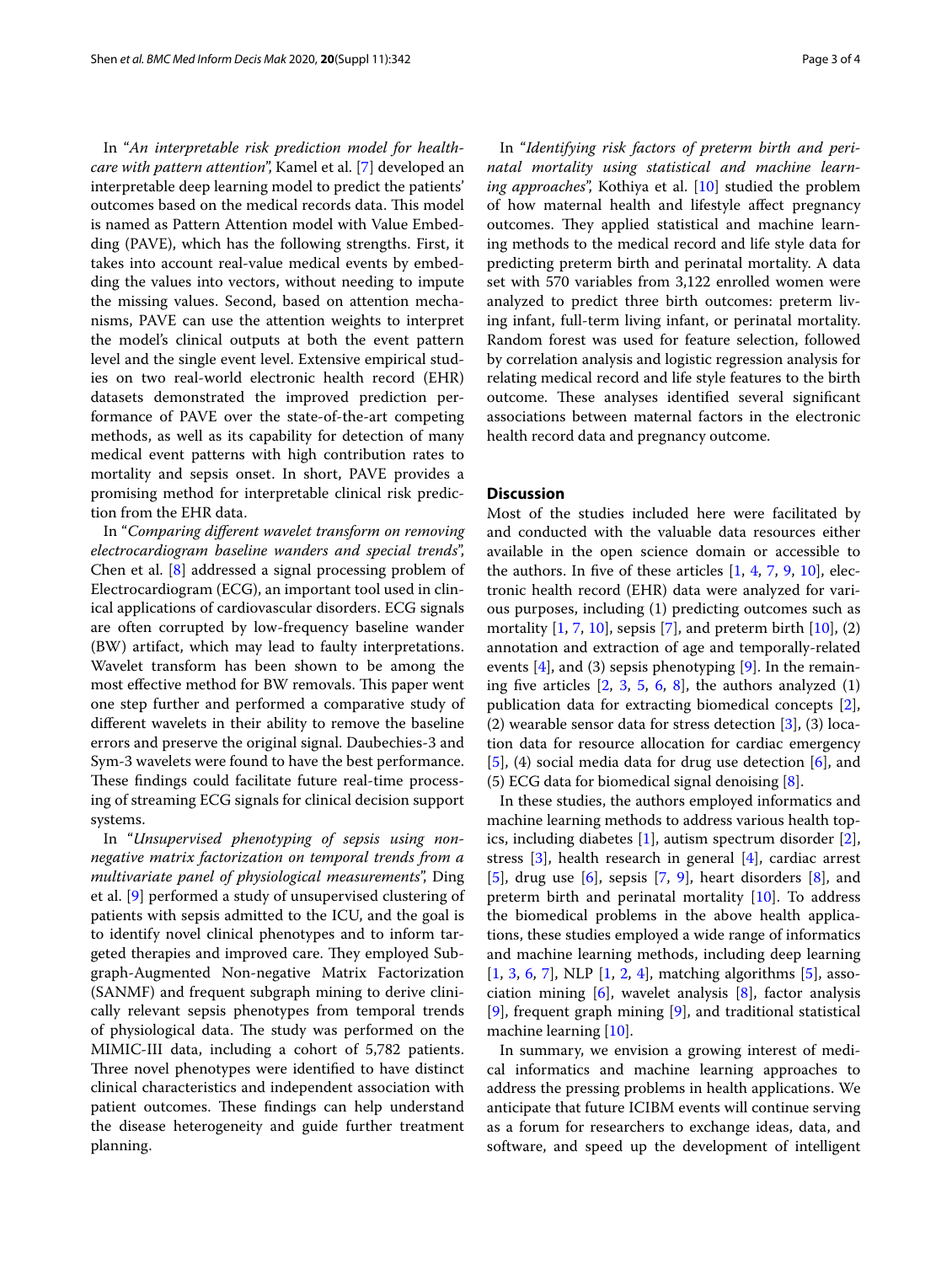In "*An interpretable risk prediction model for healthcare with pattern attention*", Kamel et al. [7] developed an interpretable deep learning model to predict the patients' outcomes based on the medical records data. This model is named as Pattern Attention model with Value Embedding (PAVE), which has the following strengths. First, it takes into account real-value medical events by embedding the values into vectors, without needing to impute the missing values. Second, based on attention mechanisms, PAVE can use the attention weights to interpret the model's clinical outputs at both the event pattern level and the single event level. Extensive empirical studies on two real-world electronic health record (EHR) datasets demonstrated the improved prediction performance of PAVE over the state-of-the-art competing methods, as well as its capability for detection of many medical event patterns with high contribution rates to mortality and sepsis onset. In short, PAVE provides a promising method for interpretable clinical risk prediction from the EHR data.

In "*Comparing different wavelet transform on removing electrocardiogram baseline wanders and special trends*", Chen et al. [8] addressed a signal processing problem of Electrocardiogram (ECG), an important tool used in clinical applications of cardiovascular disorders. ECG signals are often corrupted by low-frequency baseline wander (BW) artifact, which may lead to faulty interpretations. Wavelet transform has been shown to be among the most effective method for BW removals. This paper went one step further and performed a comparative study of different wavelets in their ability to remove the baseline errors and preserve the original signal. Daubechies-3 and Sym-3 wavelets were found to have the best performance. These findings could facilitate future real-time processing of streaming ECG signals for clinical decision support systems.

In "*Unsupervised phenotyping of sepsis using nonnegative matrix factorization on temporal trends from a multivariate panel of physiological measurements*", Ding et al. [9] performed a study of unsupervised clustering of patients with sepsis admitted to the ICU, and the goal is to identify novel clinical phenotypes and to inform targeted therapies and improved care. They employed Subgraph-Augmented Non-negative Matrix Factorization (SANMF) and frequent subgraph mining to derive clinically relevant sepsis phenotypes from temporal trends of physiological data. The study was performed on the MIMIC-III data, including a cohort of 5,782 patients. Three novel phenotypes were identified to have distinct clinical characteristics and independent association with patient outcomes. These findings can help understand the disease heterogeneity and guide further treatment planning.

In "*Identifying risk factors of preterm birth and perinatal mortality using statistical and machine learning approaches*", Kothiya et al. [10] studied the problem of how maternal health and lifestyle affect pregnancy outcomes. They applied statistical and machine learning methods to the medical record and life style data for predicting preterm birth and perinatal mortality. A data set with 570 variables from 3,122 enrolled women were analyzed to predict three birth outcomes: preterm living infant, full-term living infant, or perinatal mortality. Random forest was used for feature selection, followed by correlation analysis and logistic regression analysis for relating medical record and life style features to the birth outcome. These analyses identified several significant associations between maternal factors in the electronic health record data and pregnancy outcome.

## Discussion

Most of the studies included here were facilitated by and conducted with the valuable data resources either available in the open science domain or accessible to the authors. In five of these articles [1, 4, 7, 9, 10], electronic health record (EHR) data were analyzed for various purposes, including (1) predicting outcomes such as mortality [1, 7, 10], sepsis [7], and preterm birth [10], (2) annotation and extraction of age and temporally-related events [4], and (3) sepsis phenotyping [9]. In the remaining five articles [2, 3, 5, 6, 8], the authors analyzed (1) publication data for extracting biomedical concepts [2], (2) wearable sensor data for stress detection [3], (3) location data for resource allocation for cardiac emergency [5], (4) social media data for drug use detection [6], and (5) ECG data for biomedical signal denoising [8].

In these studies, the authors employed informatics and machine learning methods to address various health topics, including diabetes [1], autism spectrum disorder [2], stress [3], health research in general [4], cardiac arrest [5], drug use [6], sepsis [7, 9], heart disorders [8], and preterm birth and perinatal mortality [10]. To address the biomedical problems in the above health applications, these studies employed a wide range of informatics and machine learning methods, including deep learning [1, 3, 6, 7], NLP [1, 2, 4], matching algorithms [5], association mining [6], wavelet analysis [8], factor analysis [9], frequent graph mining [9], and traditional statistical machine learning [10].

In summary, we envision a growing interest of medical informatics and machine learning approaches to address the pressing problems in health applications. We anticipate that future ICIBM events will continue serving as a forum for researchers to exchange ideas, data, and software, and speed up the development of intelligent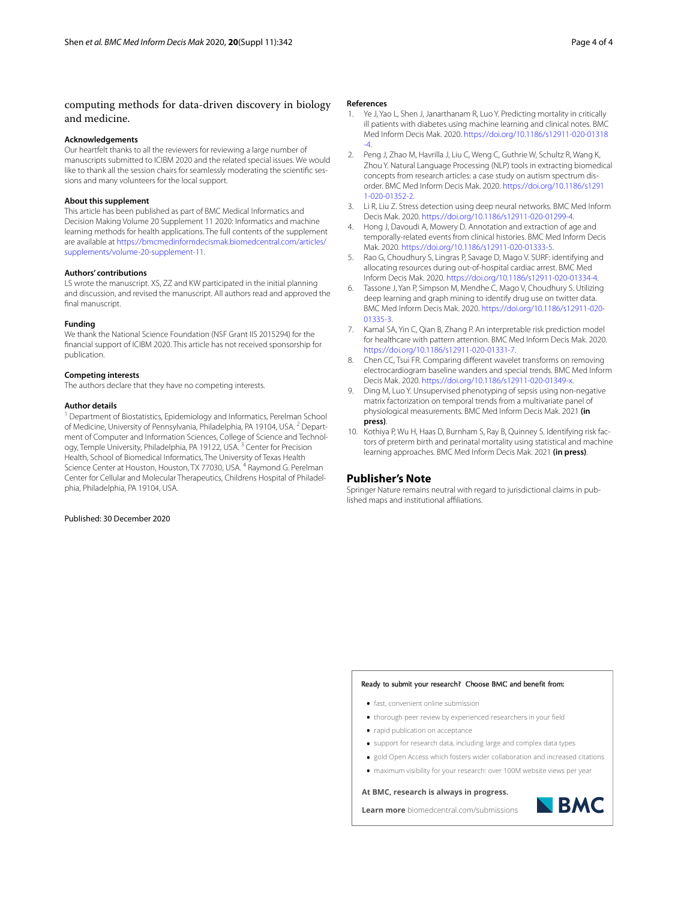computing methods for data-driven discovery in biology and medicine.

### Acknowledgements

Our heartfelt thanks to all the reviewers for reviewing a large number of manuscripts submitted to ICIBM 2020 and the related special issues. We would like to thank all the session chairs for seamlessly moderating the scientific sessions and many volunteers for the local support.

### About this supplement

This article has been published as part of BMC Medical Informatics and Decision Making Volume 20 Supplement 11 2020: Informatics and machine learning methods for health applications. The full contents of the supplement are available at https://bmcmedinformdecismak.biomedcentral.com/articles/supplements/volume-20-supplement-11.

### Authors' contributions

LS wrote the manuscript. XS, ZZ and KW participated in the initial planning and discussion, and revised the manuscript. All authors read and approved the final manuscript.

### Funding

We thank the National Science Foundation (NSF Grant IIS 2015294) for the financial support of ICIBM 2020. This article has not received sponsorship for publication.

### Competing interests

The authors declare that they have no competing interests.

### Author details

[1] Department of Biostatistics, Epidemiology and Informatics, Perelman School of Medicine, University of Pennsylvania, Philadelphia, PA 19104, USA. [2] Department of Computer and Information Sciences, College of Science and Technology, Temple University, Philadelphia, PA 19122, USA. [3] Center for Precision Health, School of Biomedical Informatics, The University of Texas Health Science Center at Houston, Houston, TX 77030, USA. [4] Raymond G. Perelman Center for Cellular and Molecular Therapeutics, Childrens Hospital of Philadelphia, Philadelphia, PA 19104, USA.

Published: 30 December 2020

### References

1. Ye J, Yao L, Shen J, Janarthanam R, Luo Y. Predicting mortality in critically ill patients with diabetes using machine learning and clinical notes. BMC Med Inform Decis Mak. 2020. https://doi.org/10.1186/s12911-020-01318-4.
2. Peng J, Zhao M, Havrilla J, Liu C, Weng C, Guthrie W, Schultz R, Wang K, Zhou Y. Natural Language Processing (NLP) tools in extracting biomedical concepts from research articles: a case study on autism spectrum disorder. BMC Med Inform Decis Mak. 2020. https://doi.org/10.1186/s12911-020-01352-2.
3. Li R, Liu Z. Stress detection using deep neural networks. BMC Med Inform Decis Mak. 2020. https://doi.org/10.1186/s12911-020-01299-4.
4. Hong J, Davoudi A, Mowery D. Annotation and extraction of age and temporally-related events from clinical histories. BMC Med Inform Decis Mak. 2020. https://doi.org/10.1186/s12911-020-01333-5.
5. Rao G, Choudhury S, Lingras P, Savage D, Mago V. SURF: identifying and allocating resources during out-of-hospital cardiac arrest. BMC Med Inform Decis Mak. 2020. https://doi.org/10.1186/s12911-020-01334-4.
6. Tassone J, Yan P, Simpson M, Mendhe C, Mago V, Choudhury S. Utilizing deep learning and graph mining to identify drug use on twitter data. BMC Med Inform Decis Mak. 2020. https://doi.org/10.1186/s12911-020-01335-3.
7. Kamal SA, Yin C, Qian B, Zhang P. An interpretable risk prediction model for healthcare with pattern attention. BMC Med Inform Decis Mak. 2020. https://doi.org/10.1186/s12911-020-01331-7.
8. Chen CC, Tsui FR. Comparing different wavelet transforms on removing electrocardiogram baseline wanders and special trends. BMC Med Inform Decis Mak. 2020. https://doi.org/10.1186/s12911-020-01349-x.
9. Ding M, Luo Y. Unsupervised phenotyping of sepsis using non-negative matrix factorization on temporal trends from a multivariate panel of physiological measurements. BMC Med Inform Decis Mak. 2021 **(in press)**.
10. Kothiya P, Wu H, Haas D, Burnham S, Ray B, Quinney S. Identifying risk factors of preterm birth and perinatal mortality using statistical and machine learning approaches. BMC Med Inform Decis Mak. 2021 **(in press)**.

## Publisher's Note

Springer Nature remains neutral with regard to jurisdictional claims in published maps and institutional affiliations.

Ready to submit your research? Choose BMC and benefit from:

- fast, convenient online submission
- thorough peer review by experienced researchers in your field
- rapid publication on acceptance
- support for research data, including large and complex data types
- gold Open Access which fosters wider collaboration and increased citations
- maximum visibility for your research: over 100M website views per year

**At BMC, research is always in progress.**

**Learn more** biomedcentral.com/submissions

BMC